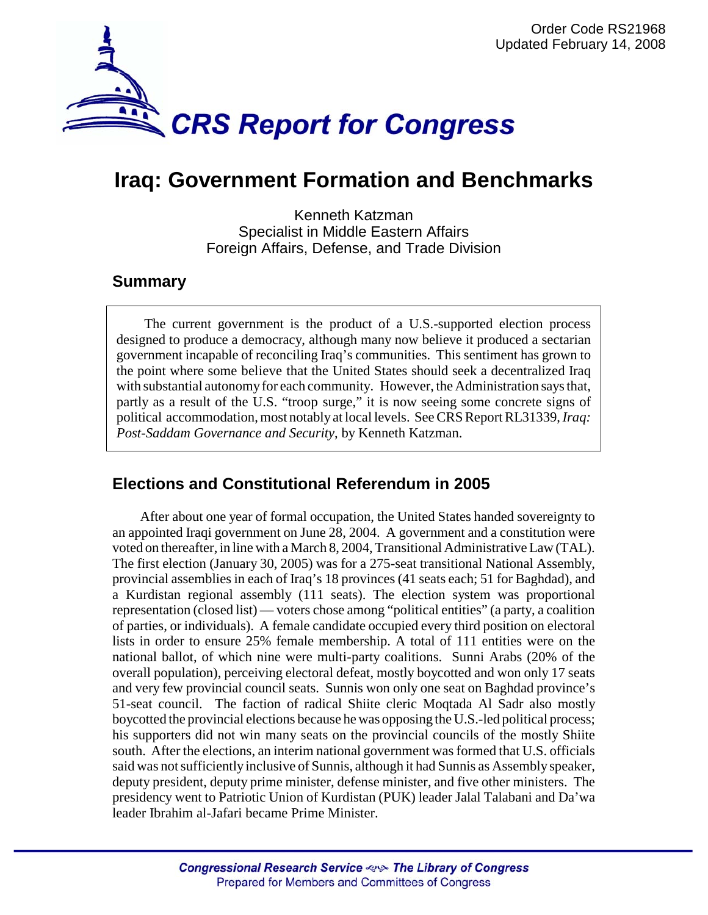Order Code RS21968
Updated February 14, 2008

# CRS Report for Congress

# Iraq: Government Formation and Benchmarks

Kenneth Katzman
Specialist in Middle Eastern Affairs
Foreign Affairs, Defense, and Trade Division

## Summary

The current government is the product of a U.S.-supported election process designed to produce a democracy, although many now believe it produced a sectarian government incapable of reconciling Iraq's communities. This sentiment has grown to the point where some believe that the United States should seek a decentralized Iraq with substantial autonomy for each community. However, the Administration says that, partly as a result of the U.S. "troop surge," it is now seeing some concrete signs of political accommodation, most notably at local levels. See CRS Report RL31339, *Iraq: Post-Saddam Governance and Security*, by Kenneth Katzman.

## Elections and Constitutional Referendum in 2005

After about one year of formal occupation, the United States handed sovereignty to an appointed Iraqi government on June 28, 2004. A government and a constitution were voted on thereafter, in line with a March 8, 2004, Transitional Administrative Law (TAL). The first election (January 30, 2005) was for a 275-seat transitional National Assembly, provincial assemblies in each of Iraq's 18 provinces (41 seats each; 51 for Baghdad), and a Kurdistan regional assembly (111 seats). The election system was proportional representation (closed list) — voters chose among "political entities" (a party, a coalition of parties, or individuals). A female candidate occupied every third position on electoral lists in order to ensure 25% female membership. A total of 111 entities were on the national ballot, of which nine were multi-party coalitions. Sunni Arabs (20% of the overall population), perceiving electoral defeat, mostly boycotted and won only 17 seats and very few provincial council seats. Sunnis won only one seat on Baghdad province's 51-seat council. The faction of radical Shiite cleric Moqtada Al Sadr also mostly boycotted the provincial elections because he was opposing the U.S.-led political process; his supporters did not win many seats on the provincial councils of the mostly Shiite south. After the elections, an interim national government was formed that U.S. officials said was not sufficiently inclusive of Sunnis, although it had Sunnis as Assembly speaker, deputy president, deputy prime minister, defense minister, and five other ministers. The presidency went to Patriotic Union of Kurdistan (PUK) leader Jalal Talabani and Da'wa leader Ibrahim al-Jafari became Prime Minister.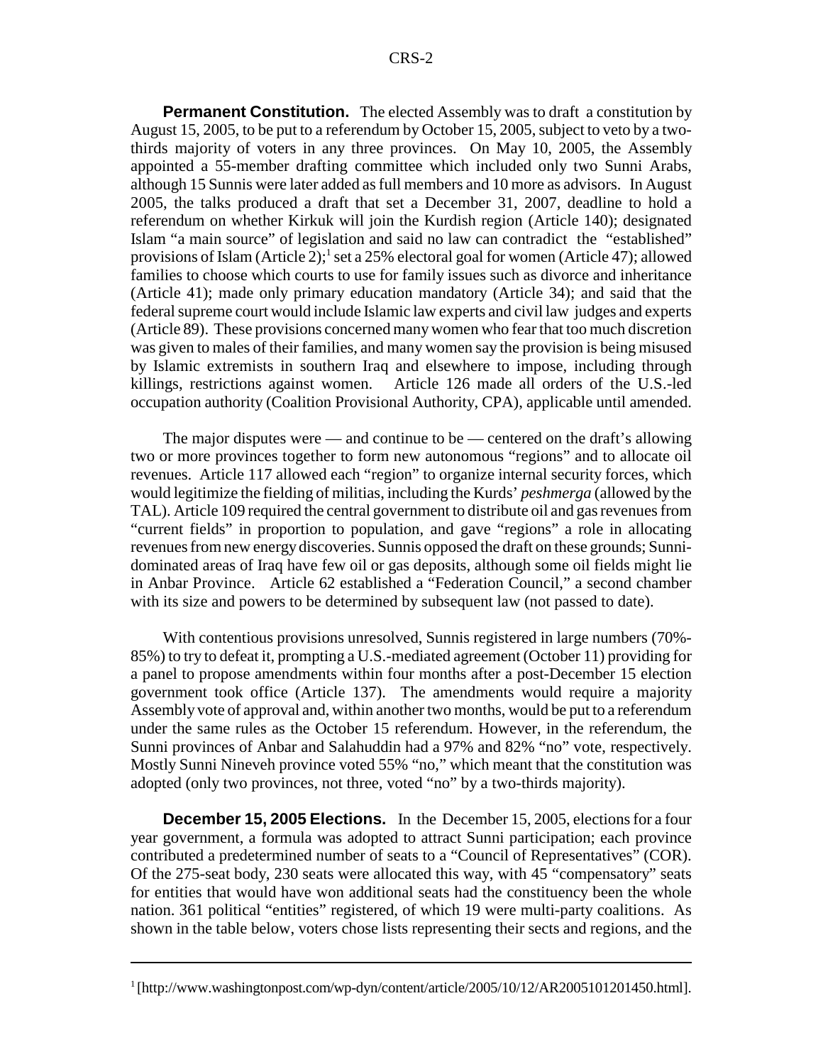**Permanent Constitution.** The elected Assembly was to draft a constitution by August 15, 2005, to be put to a referendum by October 15, 2005, subject to veto by a two-thirds majority of voters in any three provinces. On May 10, 2005, the Assembly appointed a 55-member drafting committee which included only two Sunni Arabs, although 15 Sunnis were later added as full members and 10 more as advisors. In August 2005, the talks produced a draft that set a December 31, 2007, deadline to hold a referendum on whether Kirkuk will join the Kurdish region (Article 140); designated Islam "a main source" of legislation and said no law can contradict the "established" provisions of Islam (Article 2);[1] set a 25% electoral goal for women (Article 47); allowed families to choose which courts to use for family issues such as divorce and inheritance (Article 41); made only primary education mandatory (Article 34); and said that the federal supreme court would include Islamic law experts and civil law judges and experts (Article 89). These provisions concerned many women who fear that too much discretion was given to males of their families, and many women say the provision is being misused by Islamic extremists in southern Iraq and elsewhere to impose, including through killings, restrictions against women. Article 126 made all orders of the U.S.-led occupation authority (Coalition Provisional Authority, CPA), applicable until amended.

The major disputes were — and continue to be — centered on the draft's allowing two or more provinces together to form new autonomous "regions" and to allocate oil revenues. Article 117 allowed each "region" to organize internal security forces, which would legitimize the fielding of militias, including the Kurds' *peshmerga* (allowed by the TAL). Article 109 required the central government to distribute oil and gas revenues from "current fields" in proportion to population, and gave "regions" a role in allocating revenues from new energy discoveries. Sunnis opposed the draft on these grounds; Sunni-dominated areas of Iraq have few oil or gas deposits, although some oil fields might lie in Anbar Province. Article 62 established a "Federation Council," a second chamber with its size and powers to be determined by subsequent law (not passed to date).

With contentious provisions unresolved, Sunnis registered in large numbers (70%-85%) to try to defeat it, prompting a U.S.-mediated agreement (October 11) providing for a panel to propose amendments within four months after a post-December 15 election government took office (Article 137). The amendments would require a majority Assembly vote of approval and, within another two months, would be put to a referendum under the same rules as the October 15 referendum. However, in the referendum, the Sunni provinces of Anbar and Salahuddin had a 97% and 82% "no" vote, respectively. Mostly Sunni Nineveh province voted 55% "no," which meant that the constitution was adopted (only two provinces, not three, voted "no" by a two-thirds majority).

**December 15, 2005 Elections.** In the December 15, 2005, elections for a four year government, a formula was adopted to attract Sunni participation; each province contributed a predetermined number of seats to a "Council of Representatives" (COR). Of the 275-seat body, 230 seats were allocated this way, with 45 "compensatory" seats for entities that would have won additional seats had the constituency been the whole nation. 361 political "entities" registered, of which 19 were multi-party coalitions. As shown in the table below, voters chose lists representing their sects and regions, and the

[1] [http://www.washingtonpost.com/wp-dyn/content/article/2005/10/12/AR2005101201450.html].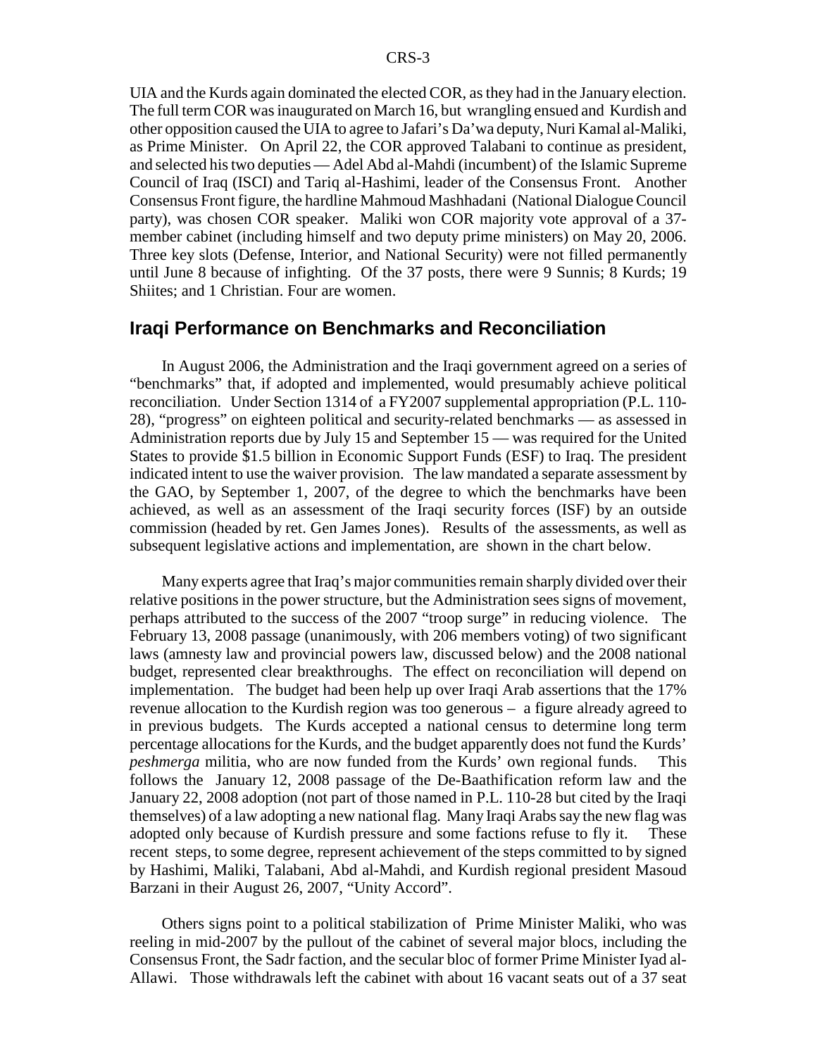UIA and the Kurds again dominated the elected COR, as they had in the January election. The full term COR was inaugurated on March 16, but wrangling ensued and Kurdish and other opposition caused the UIA to agree to Jafari's Da'wa deputy, Nuri Kamal al-Maliki, as Prime Minister. On April 22, the COR approved Talabani to continue as president, and selected his two deputies — Adel Abd al-Mahdi (incumbent) of the Islamic Supreme Council of Iraq (ISCI) and Tariq al-Hashimi, leader of the Consensus Front. Another Consensus Front figure, the hardline Mahmoud Mashhadani (National Dialogue Council party), was chosen COR speaker. Maliki won COR majority vote approval of a 37-member cabinet (including himself and two deputy prime ministers) on May 20, 2006. Three key slots (Defense, Interior, and National Security) were not filled permanently until June 8 because of infighting. Of the 37 posts, there were 9 Sunnis; 8 Kurds; 19 Shiites; and 1 Christian. Four are women.

## Iraqi Performance on Benchmarks and Reconciliation

In August 2006, the Administration and the Iraqi government agreed on a series of "benchmarks" that, if adopted and implemented, would presumably achieve political reconciliation. Under Section 1314 of a FY2007 supplemental appropriation (P.L. 110-28), "progress" on eighteen political and security-related benchmarks — as assessed in Administration reports due by July 15 and September 15 — was required for the United States to provide $1.5 billion in Economic Support Funds (ESF) to Iraq. The president indicated intent to use the waiver provision. The law mandated a separate assessment by the GAO, by September 1, 2007, of the degree to which the benchmarks have been achieved, as well as an assessment of the Iraqi security forces (ISF) by an outside commission (headed by ret. Gen James Jones). Results of the assessments, as well as subsequent legislative actions and implementation, are shown in the chart below.

Many experts agree that Iraq's major communities remain sharply divided over their relative positions in the power structure, but the Administration sees signs of movement, perhaps attributed to the success of the 2007 "troop surge" in reducing violence. The February 13, 2008 passage (unanimously, with 206 members voting) of two significant laws (amnesty law and provincial powers law, discussed below) and the 2008 national budget, represented clear breakthroughs. The effect on reconciliation will depend on implementation. The budget had been help up over Iraqi Arab assertions that the 17% revenue allocation to the Kurdish region was too generous – a figure already agreed to in previous budgets. The Kurds accepted a national census to determine long term percentage allocations for the Kurds, and the budget apparently does not fund the Kurds' *peshmerga* militia, who are now funded from the Kurds' own regional funds. This follows the January 12, 2008 passage of the De-Baathification reform law and the January 22, 2008 adoption (not part of those named in P.L. 110-28 but cited by the Iraqi themselves) of a law adopting a new national flag. Many Iraqi Arabs say the new flag was adopted only because of Kurdish pressure and some factions refuse to fly it. These recent steps, to some degree, represent achievement of the steps committed to by signed by Hashimi, Maliki, Talabani, Abd al-Mahdi, and Kurdish regional president Masoud Barzani in their August 26, 2007, "Unity Accord".

Others signs point to a political stabilization of Prime Minister Maliki, who was reeling in mid-2007 by the pullout of the cabinet of several major blocs, including the Consensus Front, the Sadr faction, and the secular bloc of former Prime Minister Iyad al-Allawi. Those withdrawals left the cabinet with about 16 vacant seats out of a 37 seat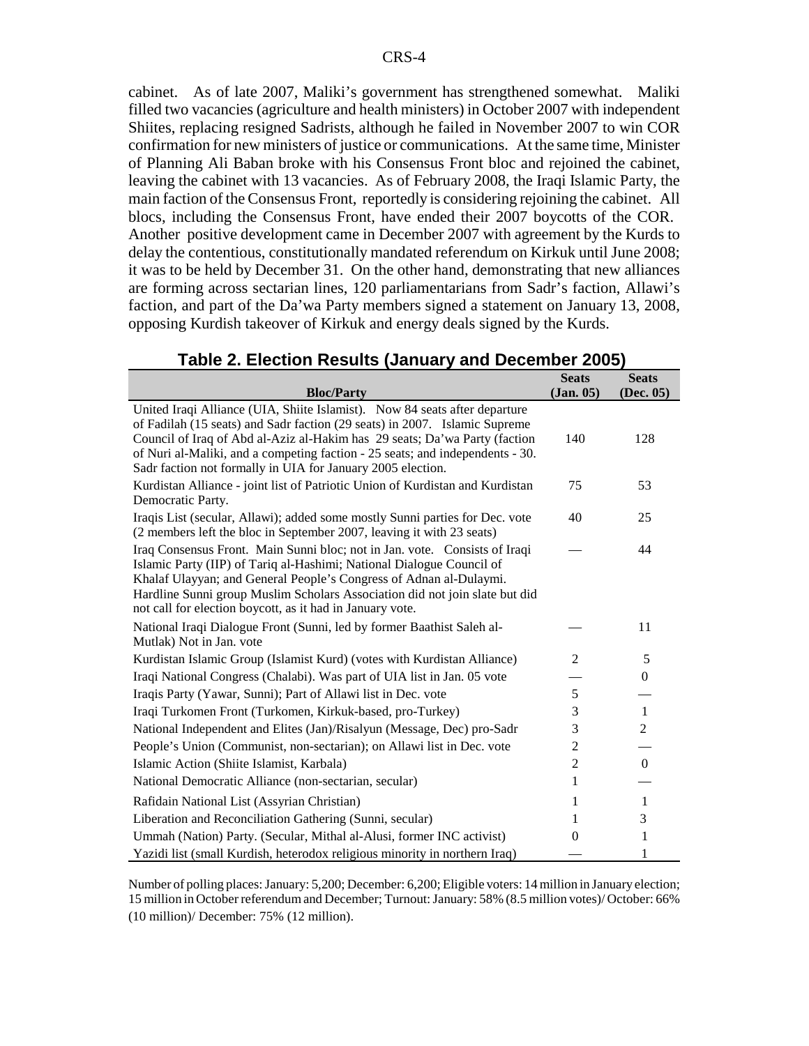cabinet. As of late 2007, Maliki's government has strengthened somewhat. Maliki filled two vacancies (agriculture and health ministers) in October 2007 with independent Shiites, replacing resigned Sadrists, although he failed in November 2007 to win COR confirmation for new ministers of justice or communications. At the same time, Minister of Planning Ali Baban broke with his Consensus Front bloc and rejoined the cabinet, leaving the cabinet with 13 vacancies. As of February 2008, the Iraqi Islamic Party, the main faction of the Consensus Front, reportedly is considering rejoining the cabinet. All blocs, including the Consensus Front, have ended their 2007 boycotts of the COR. Another positive development came in December 2007 with agreement by the Kurds to delay the contentious, constitutionally mandated referendum on Kirkuk until June 2008; it was to be held by December 31. On the other hand, demonstrating that new alliances are forming across sectarian lines, 120 parliamentarians from Sadr's faction, Allawi's faction, and part of the Da'wa Party members signed a statement on January 13, 2008, opposing Kurdish takeover of Kirkuk and energy deals signed by the Kurds.

**Table 2. Election Results (January and December 2005)**

| Bloc/Party | Seats (Jan. 05) | Seats (Dec. 05) |
|---|---|---|
| United Iraqi Alliance (UIA, Shiite Islamist). Now 84 seats after departure of Fadilah (15 seats) and Sadr faction (29 seats) in 2007. Islamic Supreme Council of Iraq of Abd al-Aziz al-Hakim has 29 seats; Da'wa Party (faction of Nuri al-Maliki, and a competing faction - 25 seats; and independents - 30. Sadr faction not formally in UIA for January 2005 election. | 140 | 128 |
| Kurdistan Alliance - joint list of Patriotic Union of Kurdistan and Kurdistan Democratic Party. | 75 | 53 |
| Iraqis List (secular, Allawi); added some mostly Sunni parties for Dec. vote (2 members left the bloc in September 2007, leaving it with 23 seats) | 40 | 25 |
| Iraq Consensus Front. Main Sunni bloc; not in Jan. vote. Consists of Iraqi Islamic Party (IIP) of Tariq al-Hashimi; National Dialogue Council of Khalaf Ulayyan; and General People's Congress of Adnan al-Dulaymi. Hardline Sunni group Muslim Scholars Association did not join slate but did not call for election boycott, as it had in January vote. | — | 44 |
| National Iraqi Dialogue Front (Sunni, led by former Baathist Saleh al-Mutlak) Not in Jan. vote | — | 11 |
| Kurdistan Islamic Group (Islamist Kurd) (votes with Kurdistan Alliance) | 2 | 5 |
| Iraqi National Congress (Chalabi). Was part of UIA list in Jan. 05 vote | — | 0 |
| Iraqis Party (Yawar, Sunni); Part of Allawi list in Dec. vote | 5 | — |
| Iraqi Turkomen Front (Turkomen, Kirkuk-based, pro-Turkey) | 3 | 1 |
| National Independent and Elites (Jan)/Risalyun (Message, Dec) pro-Sadr | 3 | 2 |
| People's Union (Communist, non-sectarian); on Allawi list in Dec. vote | 2 | — |
| Islamic Action (Shiite Islamist, Karbala) | 2 | 0 |
| National Democratic Alliance (non-sectarian, secular) | 1 | — |
| Rafidain National List (Assyrian Christian) | 1 | 1 |
| Liberation and Reconciliation Gathering (Sunni, secular) | 1 | 3 |
| Ummah (Nation) Party. (Secular, Mithal al-Alusi, former INC activist) | 0 | 1 |
| Yazidi list (small Kurdish, heterodox religious minority in northern Iraq) | — | 1 |

Number of polling places: January: 5,200; December: 6,200; Eligible voters: 14 million in January election; 15 million in October referendum and December; Turnout: January: 58% (8.5 million votes)/ October: 66% (10 million)/ December: 75% (12 million).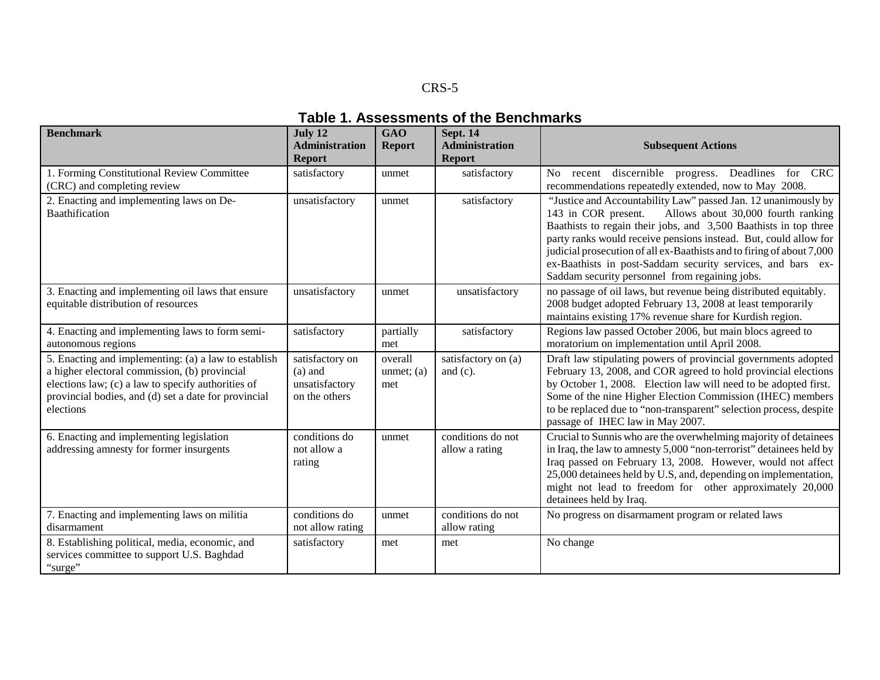**Table 1. Assessments of the Benchmarks**

| Benchmark | July 12 Administration Report | GAO Report | Sept. 14 Administration Report | Subsequent Actions |
|---|---|---|---|---|
| 1. Forming Constitutional Review Committee (CRC) and completing review | satisfactory | unmet | satisfactory | No recent discernible progress. Deadlines for CRC recommendations repeatedly extended, now to May 2008. |
| 2. Enacting and implementing laws on De-Baathification | unsatisfactory | unmet | satisfactory | "Justice and Accountability Law" passed Jan. 12 unanimously by 143 in COR present. Allows about 30,000 fourth ranking Baathists to regain their jobs, and 3,500 Baathists in top three party ranks would receive pensions instead. But, could allow for judicial prosecution of all ex-Baathists and to firing of about 7,000 ex-Baathists in post-Saddam security services, and bars ex-Saddam security personnel from regaining jobs. |
| 3. Enacting and implementing oil laws that ensure equitable distribution of resources | unsatisfactory | unmet | unsatisfactory | no passage of oil laws, but revenue being distributed equitably. 2008 budget adopted February 13, 2008 at least temporarily maintains existing 17% revenue share for Kurdish region. |
| 4. Enacting and implementing laws to form semi-autonomous regions | satisfactory | partially met | satisfactory | Regions law passed October 2006, but main blocs agreed to moratorium on implementation until April 2008. |
| 5. Enacting and implementing: (a) a law to establish a higher electoral commission, (b) provincial elections law; (c) a law to specify authorities of provincial bodies, and (d) set a date for provincial elections | satisfactory on (a) and unsatisfactory on the others | overall unmet; (a) met | satisfactory on (a) and (c). | Draft law stipulating powers of provincial governments adopted February 13, 2008, and COR agreed to hold provincial elections by October 1, 2008. Election law will need to be adopted first. Some of the nine Higher Election Commission (IHEC) members to be replaced due to "non-transparent" selection process, despite passage of IHEC law in May 2007. |
| 6. Enacting and implementing legislation addressing amnesty for former insurgents | conditions do not allow a rating | unmet | conditions do not allow a rating | Crucial to Sunnis who are the overwhelming majority of detainees in Iraq, the law to amnesty 5,000 "non-terrorist" detainees held by Iraq passed on February 13, 2008. However, would not affect 25,000 detainees held by U.S, and, depending on implementation, might not lead to freedom for other approximately 20,000 detainees held by Iraq. |
| 7. Enacting and implementing laws on militia disarmament | conditions do not allow rating | unmet | conditions do not allow rating | No progress on disarmament program or related laws |
| 8. Establishing political, media, economic, and services committee to support U.S. Baghdad "surge" | satisfactory | met | met | No change |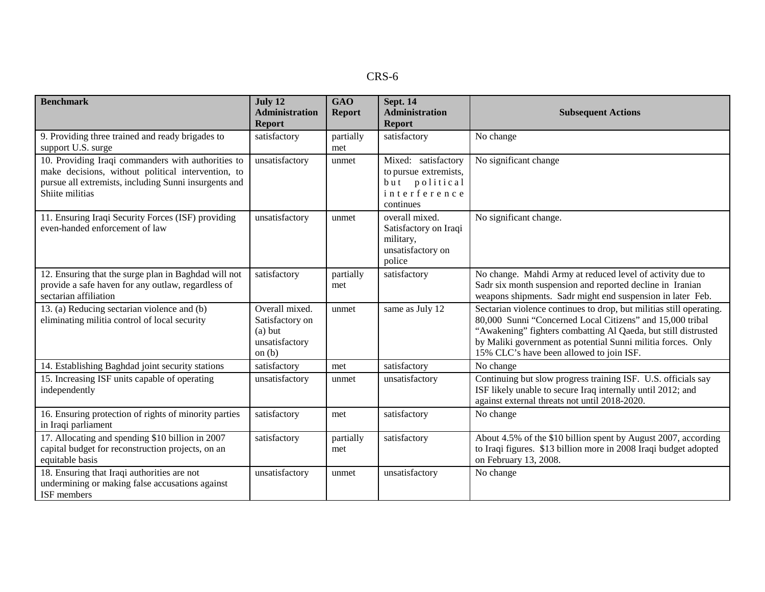| Benchmark | July 12 Administration Report | GAO Report | Sept. 14 Administration Report | Subsequent Actions |
|---|---|---|---|---|
| 9. Providing three trained and ready brigades to support U.S. surge | satisfactory | partially met | satisfactory | No change |
| 10. Providing Iraqi commanders with authorities to make decisions, without political intervention, to pursue all extremists, including Sunni insurgents and Shiite militias | unsatisfactory | unmet | Mixed: satisfactory to pursue extremists, but political interference continues | No significant change |
| 11. Ensuring Iraqi Security Forces (ISF) providing even-handed enforcement of law | unsatisfactory | unmet | overall mixed. Satisfactory on Iraqi military, unsatisfactory on police | No significant change. |
| 12. Ensuring that the surge plan in Baghdad will not provide a safe haven for any outlaw, regardless of sectarian affiliation | satisfactory | partially met | satisfactory | No change. Mahdi Army at reduced level of activity due to Sadr six month suspension and reported decline in Iranian weapons shipments. Sadr might end suspension in later Feb. |
| 13. (a) Reducing sectarian violence and (b) eliminating militia control of local security | Overall mixed. Satisfactory on (a) but unsatisfactory on (b) | unmet | same as July 12 | Sectarian violence continues to drop, but militias still operating. 80,000 Sunni "Concerned Local Citizens" and 15,000 tribal "Awakening" fighters combatting Al Qaeda, but still distrusted by Maliki government as potential Sunni militia forces. Only 15% CLC's have been allowed to join ISF. |
| 14. Establishing Baghdad joint security stations | satisfactory | met | satisfactory | No change |
| 15. Increasing ISF units capable of operating independently | unsatisfactory | unmet | unsatisfactory | Continuing but slow progress training ISF. U.S. officials say ISF likely unable to secure Iraq internally until 2012; and against external threats not until 2018-2020. |
| 16. Ensuring protection of rights of minority parties in Iraqi parliament | satisfactory | met | satisfactory | No change |
| 17. Allocating and spending $10 billion in 2007 capital budget for reconstruction projects, on an equitable basis | satisfactory | partially met | satisfactory | About 4.5% of the $10 billion spent by August 2007, according to Iraqi figures. $13 billion more in 2008 Iraqi budget adopted on February 13, 2008. |
| 18. Ensuring that Iraqi authorities are not undermining or making false accusations against ISF members | unsatisfactory | unmet | unsatisfactory | No change |